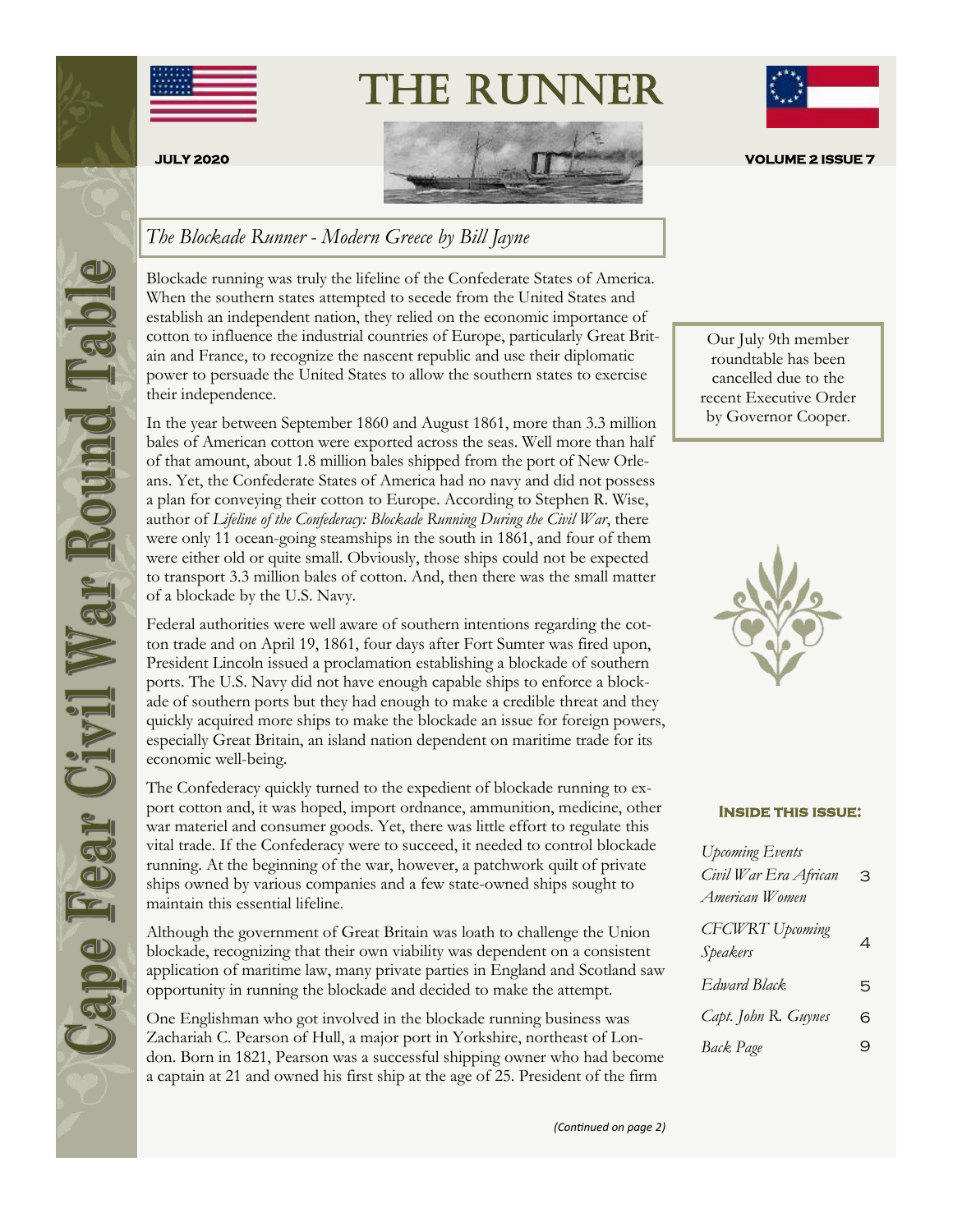# THE RUNNER

**JULY 2020** **VOLUME 2 ISSUE 7**

Cape Fear Civil War Round Table

## *The Blockade Runner - Modern Greece by Bill Jayne*

Blockade running was truly the lifeline of the Confederate States of America. When the southern states attempted to secede from the United States and establish an independent nation, they relied on the economic importance of cotton to influence the industrial countries of Europe, particularly Great Britain and France, to recognize the nascent republic and use their diplomatic power to persuade the United States to allow the southern states to exercise their independence.

In the year between September 1860 and August 1861, more than 3.3 million bales of American cotton were exported across the seas. Well more than half of that amount, about 1.8 million bales shipped from the port of New Orleans. Yet, the Confederate States of America had no navy and did not possess a plan for conveying their cotton to Europe. According to Stephen R. Wise, author of *Lifeline of the Confederacy: Blockade Running During the Civil War*, there were only 11 ocean-going steamships in the south in 1861, and four of them were either old or quite small. Obviously, those ships could not be expected to transport 3.3 million bales of cotton. And, then there was the small matter of a blockade by the U.S. Navy.

Federal authorities were well aware of southern intentions regarding the cotton trade and on April 19, 1861, four days after Fort Sumter was fired upon, President Lincoln issued a proclamation establishing a blockade of southern ports. The U.S. Navy did not have enough capable ships to enforce a blockade of southern ports but they had enough to make a credible threat and they quickly acquired more ships to make the blockade an issue for foreign powers, especially Great Britain, an island nation dependent on maritime trade for its economic well-being.

The Confederacy quickly turned to the expedient of blockade running to export cotton and, it was hoped, import ordnance, ammunition, medicine, other war materiel and consumer goods. Yet, there was little effort to regulate this vital trade. If the Confederacy were to succeed, it needed to control blockade running. At the beginning of the war, however, a patchwork quilt of private ships owned by various companies and a few state-owned ships sought to maintain this essential lifeline.

Although the government of Great Britain was loath to challenge the Union blockade, recognizing that their own viability was dependent on a consistent application of maritime law, many private parties in England and Scotland saw opportunity in running the blockade and decided to make the attempt.

One Englishman who got involved in the blockade running business was Zachariah C. Pearson of Hull, a major port in Yorkshire, northeast of London. Born in 1821, Pearson was a successful shipping owner who had become a captain at 21 and owned his first ship at the age of 25. President of the firm

*(Continued on page 2)*

---

Our July 9th member roundtable has been cancelled due to the recent Executive Order by Governor Cooper.

---

**INSIDE THIS ISSUE:**

| | |
|---|---|
| *Upcoming Events Civil War Era African American Women* | 3 |
| *CFCWRT Upcoming Speakers* | 4 |
| *Edward Black* | 5 |
| *Capt. John R. Guynes* | 6 |
| *Back Page* | 9 |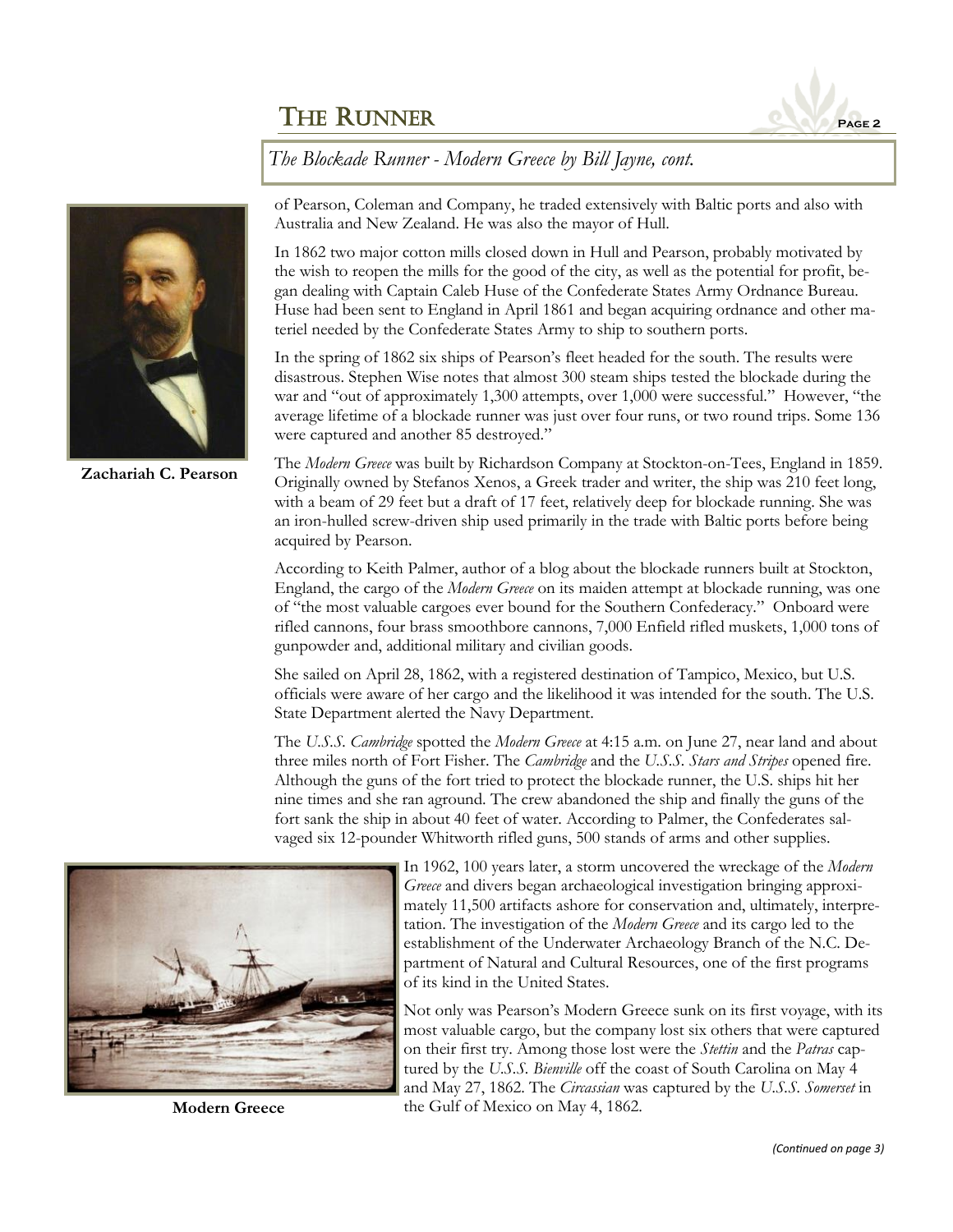*The Blockade Runner - Modern Greece by Bill Jayne, cont.*

of Pearson, Coleman and Company, he traded extensively with Baltic ports and also with Australia and New Zealand. He was also the mayor of Hull.

**Zachariah C. Pearson**

In 1862 two major cotton mills closed down in Hull and Pearson, probably motivated by the wish to reopen the mills for the good of the city, as well as the potential for profit, began dealing with Captain Caleb Huse of the Confederate States Army Ordnance Bureau. Huse had been sent to England in April 1861 and began acquiring ordnance and other materiel needed by the Confederate States Army to ship to southern ports.

In the spring of 1862 six ships of Pearson's fleet headed for the south. The results were disastrous. Stephen Wise notes that almost 300 steam ships tested the blockade during the war and "out of approximately 1,300 attempts, over 1,000 were successful." However, "the average lifetime of a blockade runner was just over four runs, or two round trips. Some 136 were captured and another 85 destroyed."

The *Modern Greece* was built by Richardson Company at Stockton-on-Tees, England in 1859. Originally owned by Stefanos Xenos, a Greek trader and writer, the ship was 210 feet long, with a beam of 29 feet but a draft of 17 feet, relatively deep for blockade running. She was an iron-hulled screw-driven ship used primarily in the trade with Baltic ports before being acquired by Pearson.

According to Keith Palmer, author of a blog about the blockade runners built at Stockton, England, the cargo of the *Modern Greece* on its maiden attempt at blockade running, was one of "the most valuable cargoes ever bound for the Southern Confederacy." Onboard were rifled cannons, four brass smoothbore cannons, 7,000 Enfield rifled muskets, 1,000 tons of gunpowder and, additional military and civilian goods.

She sailed on April 28, 1862, with a registered destination of Tampico, Mexico, but U.S. officials were aware of her cargo and the likelihood it was intended for the south. The U.S. State Department alerted the Navy Department.

The *U.S.S. Cambridge* spotted the *Modern Greece* at 4:15 a.m. on June 27, near land and about three miles north of Fort Fisher. The *Cambridge* and the *U.S.S. Stars and Stripes* opened fire. Although the guns of the fort tried to protect the blockade runner, the U.S. ships hit her nine times and she ran aground. The crew abandoned the ship and finally the guns of the fort sank the ship in about 40 feet of water. According to Palmer, the Confederates salvaged six 12-pounder Whitworth rifled guns, 500 stands of arms and other supplies.

In 1962, 100 years later, a storm uncovered the wreckage of the *Modern Greece* and divers began archaeological investigation bringing approximately 11,500 artifacts ashore for conservation and, ultimately, interpretation. The investigation of the *Modern Greece* and its cargo led to the establishment of the Underwater Archaeology Branch of the N.C. Department of Natural and Cultural Resources, one of the first programs of its kind in the United States.

**Modern Greece**

Not only was Pearson's Modern Greece sunk on its first voyage, with its most valuable cargo, but the company lost six others that were captured on their first try. Among those lost were the *Stettin* and the *Patras* captured by the *U.S.S. Bienville* off the coast of South Carolina on May 4 and May 27, 1862. The *Circassian* was captured by the *U.S.S. Somerset* in the Gulf of Mexico on May 4, 1862.

*(Continued on page 3)*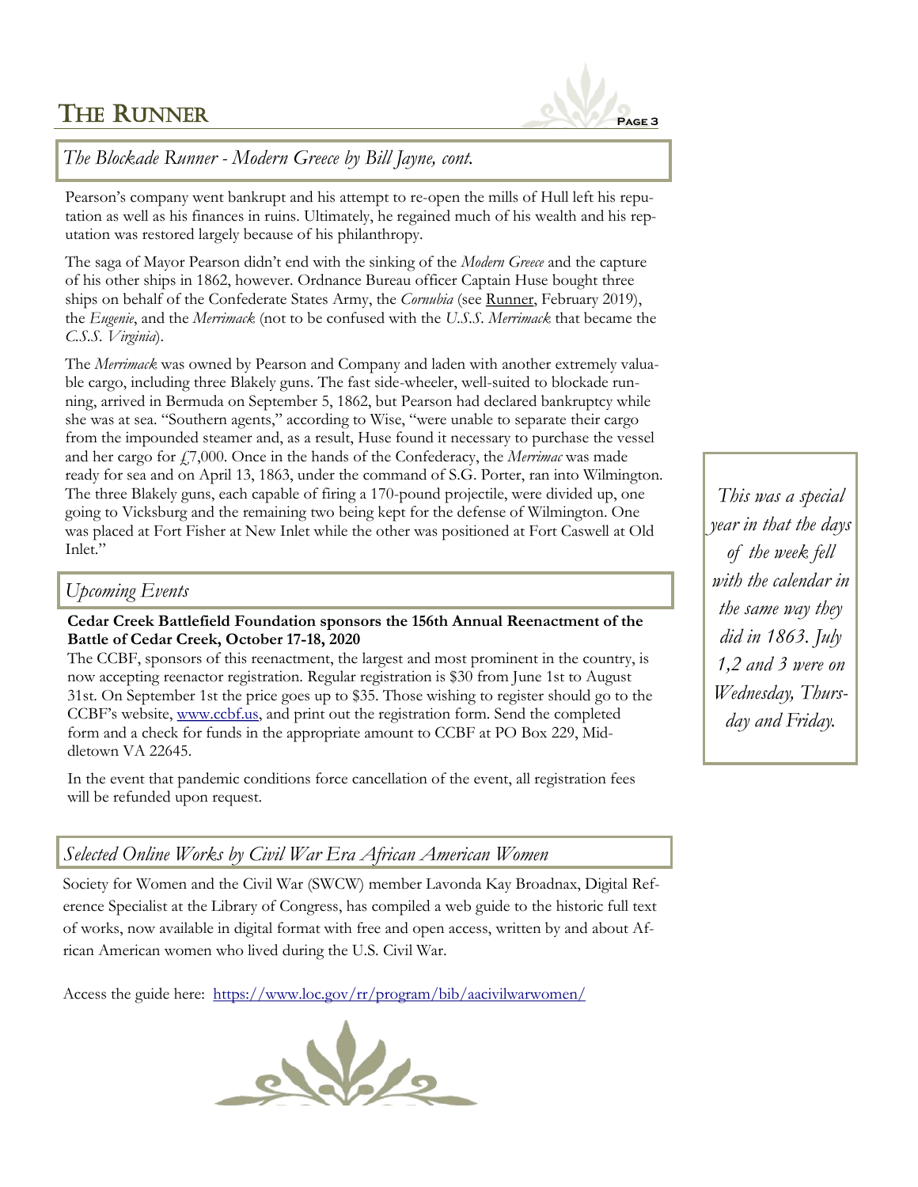## *The Blockade Runner - Modern Greece by Bill Jayne, cont.*

Pearson's company went bankrupt and his attempt to re-open the mills of Hull left his reputation as well as his finances in ruins. Ultimately, he regained much of his wealth and his reputation was restored largely because of his philanthropy.

The saga of Mayor Pearson didn't end with the sinking of the *Modern Greece* and the capture of his other ships in 1862, however. Ordnance Bureau officer Captain Huse bought three ships on behalf of the Confederate States Army, the *Cornubia* (see Runner, February 2019), the *Eugenie*, and the *Merrimack* (not to be confused with the *U.S.S. Merrimack* that became the *C.S.S. Virginia*).

The *Merrimack* was owned by Pearson and Company and laden with another extremely valuable cargo, including three Blakely guns. The fast side-wheeler, well-suited to blockade running, arrived in Bermuda on September 5, 1862, but Pearson had declared bankruptcy while she was at sea. "Southern agents," according to Wise, "were unable to separate their cargo from the impounded steamer and, as a result, Huse found it necessary to purchase the vessel and her cargo for £7,000. Once in the hands of the Confederacy, the *Merrimac* was made ready for sea and on April 13, 1863, under the command of S.G. Porter, ran into Wilmington. The three Blakely guns, each capable of firing a 170-pound projectile, were divided up, one going to Vicksburg and the remaining two being kept for the defense of Wilmington. One was placed at Fort Fisher at New Inlet while the other was positioned at Fort Caswell at Old Inlet."

*This was a special year in that the days of the week fell with the calendar in the same way they did in 1863. July 1,2 and 3 were on Wednesday, Thursday and Friday.*

## *Upcoming Events*

**Cedar Creek Battlefield Foundation sponsors the 156th Annual Reenactment of the Battle of Cedar Creek, October 17-18, 2020**

The CCBF, sponsors of this reenactment, the largest and most prominent in the country, is now accepting reenactor registration. Regular registration is $30 from June 1st to August 31st. On September 1st the price goes up to $35. Those wishing to register should go to the CCBF's website, www.ccbf.us, and print out the registration form. Send the completed form and a check for funds in the appropriate amount to CCBF at PO Box 229, Middletown VA 22645.

In the event that pandemic conditions force cancellation of the event, all registration fees will be refunded upon request.

## *Selected Online Works by Civil War Era African American Women*

Society for Women and the Civil War (SWCW) member Lavonda Kay Broadnax, Digital Reference Specialist at the Library of Congress, has compiled a web guide to the historic full text of works, now available in digital format with free and open access, written by and about African American women who lived during the U.S. Civil War.

Access the guide here: https://www.loc.gov/rr/program/bib/aacivilwarwomen/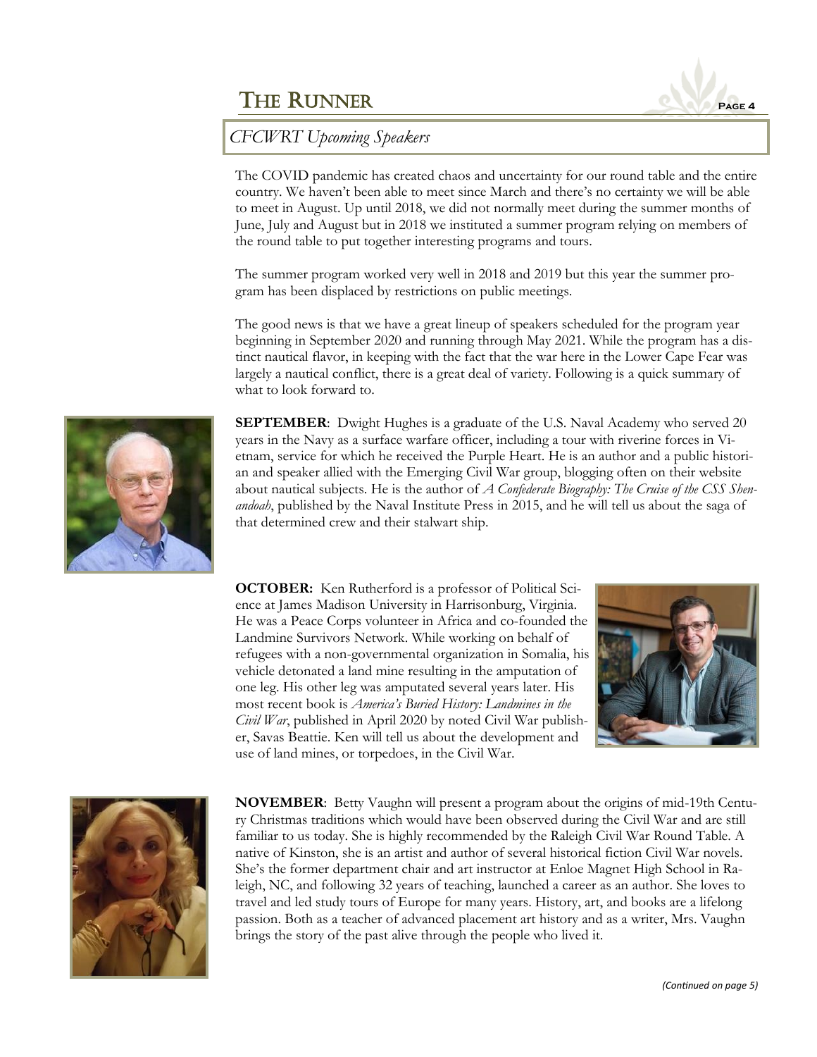## CFCWRT Upcoming Speakers

The COVID pandemic has created chaos and uncertainty for our round table and the entire country. We haven't been able to meet since March and there's no certainty we will be able to meet in August. Up until 2018, we did not normally meet during the summer months of June, July and August but in 2018 we instituted a summer program relying on members of the round table to put together interesting programs and tours.

The summer program worked very well in 2018 and 2019 but this year the summer program has been displaced by restrictions on public meetings.

The good news is that we have a great lineup of speakers scheduled for the program year beginning in September 2020 and running through May 2021. While the program has a distinct nautical flavor, in keeping with the fact that the war here in the Lower Cape Fear was largely a nautical conflict, there is a great deal of variety. Following is a quick summary of what to look forward to.

**SEPTEMBER**: Dwight Hughes is a graduate of the U.S. Naval Academy who served 20 years in the Navy as a surface warfare officer, including a tour with riverine forces in Vietnam, service for which he received the Purple Heart. He is an author and a public historian and speaker allied with the Emerging Civil War group, blogging often on their website about nautical subjects. He is the author of *A Confederate Biography: The Cruise of the CSS Shenandoah*, published by the Naval Institute Press in 2015, and he will tell us about the saga of that determined crew and their stalwart ship.

**OCTOBER:** Ken Rutherford is a professor of Political Science at James Madison University in Harrisonburg, Virginia. He was a Peace Corps volunteer in Africa and co-founded the Landmine Survivors Network. While working on behalf of refugees with a non-governmental organization in Somalia, his vehicle detonated a land mine resulting in the amputation of one leg. His other leg was amputated several years later. His most recent book is *America's Buried History: Landmines in the Civil War*, published in April 2020 by noted Civil War publisher, Savas Beattie. Ken will tell us about the development and use of land mines, or torpedoes, in the Civil War.

**NOVEMBER**: Betty Vaughn will present a program about the origins of mid-19th Century Christmas traditions which would have been observed during the Civil War and are still familiar to us today. She is highly recommended by the Raleigh Civil War Round Table. A native of Kinston, she is an artist and author of several historical fiction Civil War novels. She's the former department chair and art instructor at Enloe Magnet High School in Raleigh, NC, and following 32 years of teaching, launched a career as an author. She loves to travel and led study tours of Europe for many years. History, art, and books are a lifelong passion. Both as a teacher of advanced placement art history and as a writer, Mrs. Vaughn brings the story of the past alive through the people who lived it.

*(Continued on page 5)*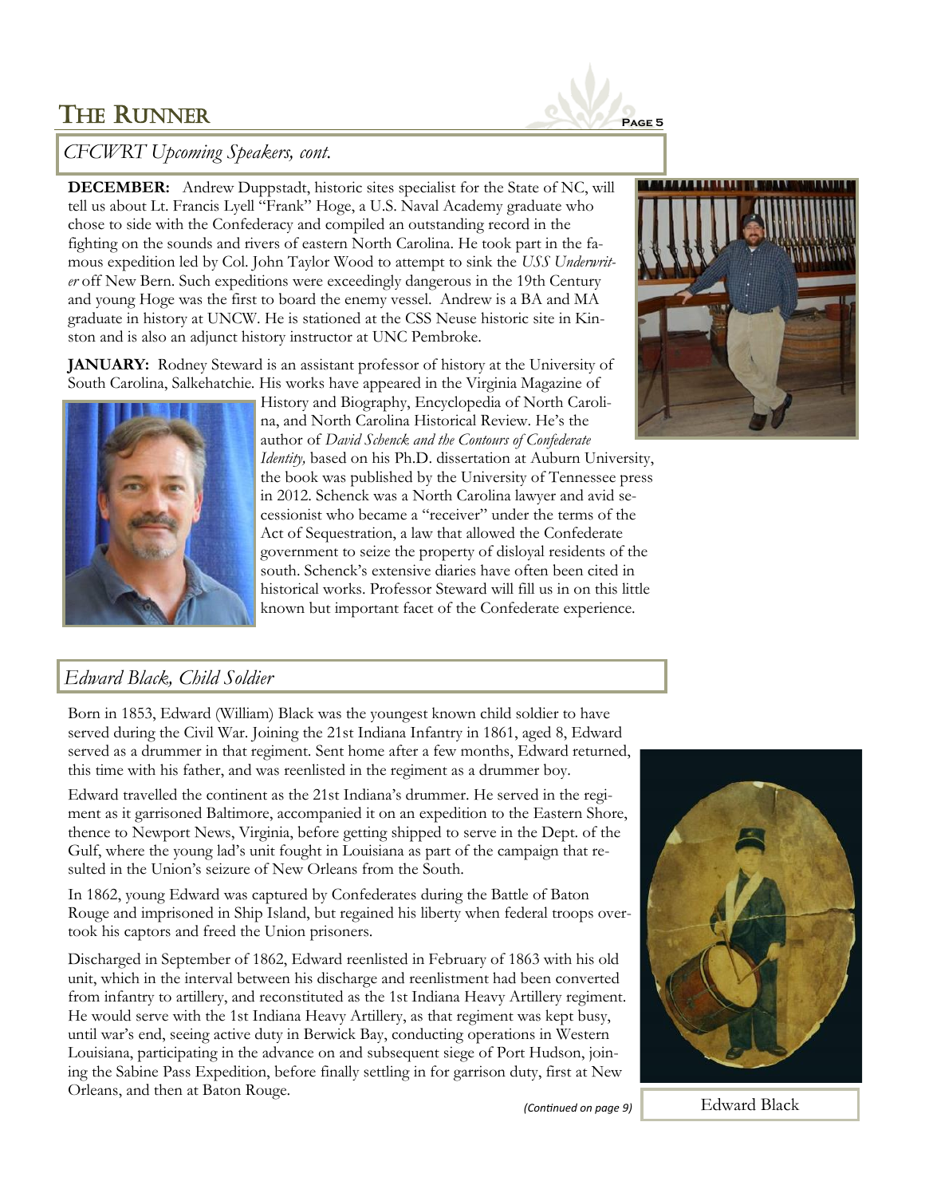## CFCWRT Upcoming Speakers, cont.

**DECEMBER:** Andrew Duppstadt, historic sites specialist for the State of NC, will tell us about Lt. Francis Lyell "Frank" Hoge, a U.S. Naval Academy graduate who chose to side with the Confederacy and compiled an outstanding record in the fighting on the sounds and rivers of eastern North Carolina. He took part in the famous expedition led by Col. John Taylor Wood to attempt to sink the *USS Underwriter* off New Bern. Such expeditions were exceedingly dangerous in the 19th Century and young Hoge was the first to board the enemy vessel. Andrew is a BA and MA graduate in history at UNCW. He is stationed at the CSS Neuse historic site in Kinston and is also an adjunct history instructor at UNC Pembroke.

**JANUARY:** Rodney Steward is an assistant professor of history at the University of South Carolina, Salkehatchie. His works have appeared in the Virginia Magazine of History and Biography, Encyclopedia of North Carolina, and North Carolina Historical Review. He's the author of *David Schenck and the Contours of Confederate Identity,* based on his Ph.D. dissertation at Auburn University, the book was published by the University of Tennessee press in 2012. Schenck was a North Carolina lawyer and avid secessionist who became a "receiver" under the terms of the Act of Sequestration, a law that allowed the Confederate government to seize the property of disloyal residents of the south. Schenck's extensive diaries have often been cited in historical works. Professor Steward will fill us in on this little known but important facet of the Confederate experience.

## Edward Black, Child Soldier

Born in 1853, Edward (William) Black was the youngest known child soldier to have served during the Civil War. Joining the 21st Indiana Infantry in 1861, aged 8, Edward served as a drummer in that regiment. Sent home after a few months, Edward returned, this time with his father, and was reenlisted in the regiment as a drummer boy.

Edward travelled the continent as the 21st Indiana's drummer. He served in the regiment as it garrisoned Baltimore, accompanied it on an expedition to the Eastern Shore, thence to Newport News, Virginia, before getting shipped to serve in the Dept. of the Gulf, where the young lad's unit fought in Louisiana as part of the campaign that resulted in the Union's seizure of New Orleans from the South.

In 1862, young Edward was captured by Confederates during the Battle of Baton Rouge and imprisoned in Ship Island, but regained his liberty when federal troops overtook his captors and freed the Union prisoners.

Discharged in September of 1862, Edward reenlisted in February of 1863 with his old unit, which in the interval between his discharge and reenlistment had been converted from infantry to artillery, and reconstituted as the 1st Indiana Heavy Artillery regiment. He would serve with the 1st Indiana Heavy Artillery, as that regiment was kept busy, until war's end, seeing active duty in Berwick Bay, conducting operations in Western Louisiana, participating in the advance on and subsequent siege of Port Hudson, joining the Sabine Pass Expedition, before finally settling in for garrison duty, first at New Orleans, and then at Baton Rouge.

*(Continued on page 9)*

Edward Black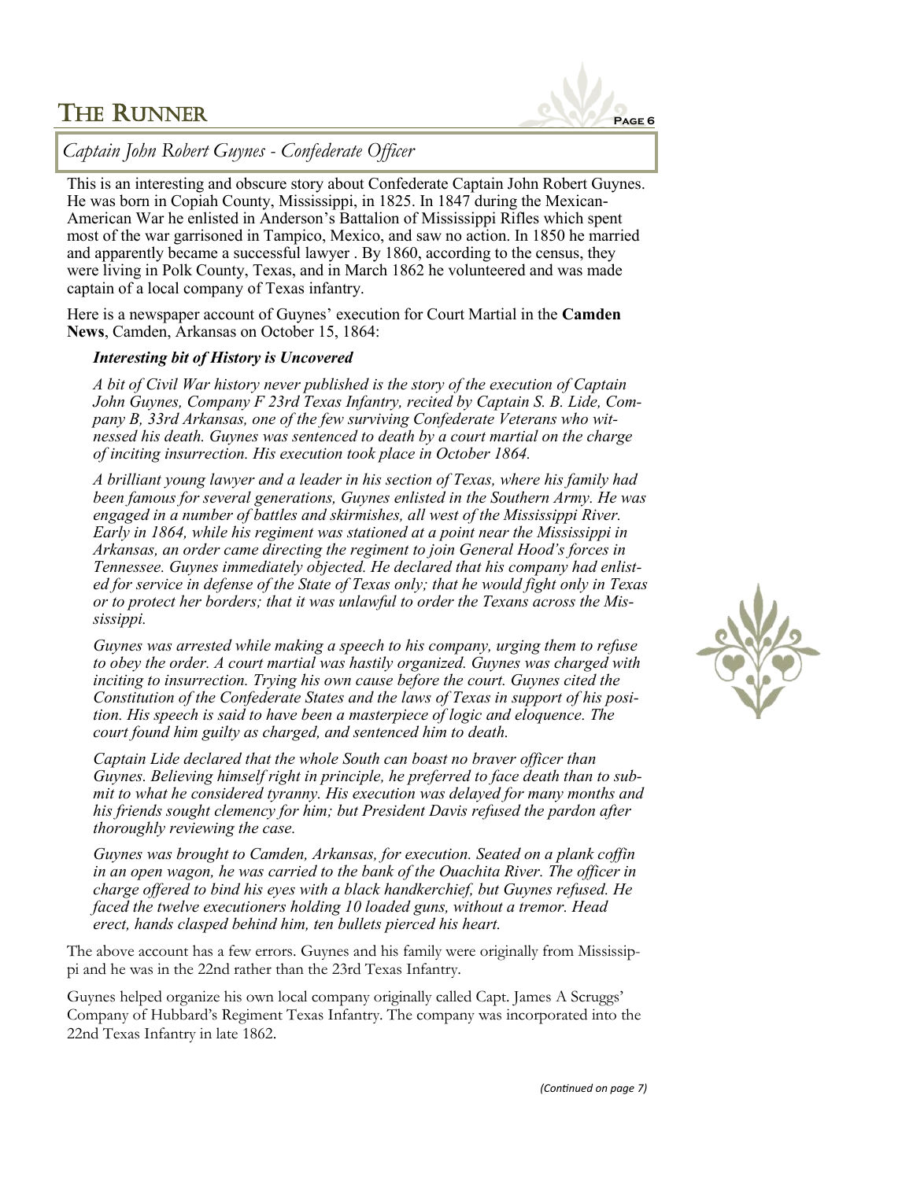## Captain John Robert Guynes - Confederate Officer

This is an interesting and obscure story about Confederate Captain John Robert Guynes. He was born in Copiah County, Mississippi, in 1825. In 1847 during the Mexican-American War he enlisted in Anderson's Battalion of Mississippi Rifles which spent most of the war garrisoned in Tampico, Mexico, and saw no action. In 1850 he married and apparently became a successful lawyer . By 1860, according to the census, they were living in Polk County, Texas, and in March 1862 he volunteered and was made captain of a local company of Texas infantry.

Here is a newspaper account of Guynes' execution for Court Martial in the **Camden News**, Camden, Arkansas on October 15, 1864:

> ***Interesting bit of History is Uncovered***
>
> *A bit of Civil War history never published is the story of the execution of Captain John Guynes, Company F 23rd Texas Infantry, recited by Captain S. B. Lide, Company B, 33rd Arkansas, one of the few surviving Confederate Veterans who witnessed his death. Guynes was sentenced to death by a court martial on the charge of inciting insurrection. His execution took place in October 1864.*
>
> *A brilliant young lawyer and a leader in his section of Texas, where his family had been famous for several generations, Guynes enlisted in the Southern Army. He was engaged in a number of battles and skirmishes, all west of the Mississippi River. Early in 1864, while his regiment was stationed at a point near the Mississippi in Arkansas, an order came directing the regiment to join General Hood's forces in Tennessee. Guynes immediately objected. He declared that his company had enlisted for service in defense of the State of Texas only; that he would fight only in Texas or to protect her borders; that it was unlawful to order the Texans across the Mississippi.*
>
> *Guynes was arrested while making a speech to his company, urging them to refuse to obey the order. A court martial was hastily organized. Guynes was charged with inciting to insurrection. Trying his own cause before the court. Guynes cited the Constitution of the Confederate States and the laws of Texas in support of his position. His speech is said to have been a masterpiece of logic and eloquence. The court found him guilty as charged, and sentenced him to death.*
>
> *Captain Lide declared that the whole South can boast no braver officer than Guynes. Believing himself right in principle, he preferred to face death than to submit to what he considered tyranny. His execution was delayed for many months and his friends sought clemency for him; but President Davis refused the pardon after thoroughly reviewing the case.*
>
> *Guynes was brought to Camden, Arkansas, for execution. Seated on a plank coffin in an open wagon, he was carried to the bank of the Ouachita River. The officer in charge offered to bind his eyes with a black handkerchief, but Guynes refused. He faced the twelve executioners holding 10 loaded guns, without a tremor. Head erect, hands clasped behind him, ten bullets pierced his heart.*

The above account has a few errors. Guynes and his family were originally from Mississippi and he was in the 22nd rather than the 23rd Texas Infantry.

Guynes helped organize his own local company originally called Capt. James A Scruggs' Company of Hubbard's Regiment Texas Infantry. The company was incorporated into the 22nd Texas Infantry in late 1862.

*(Continued on page 7)*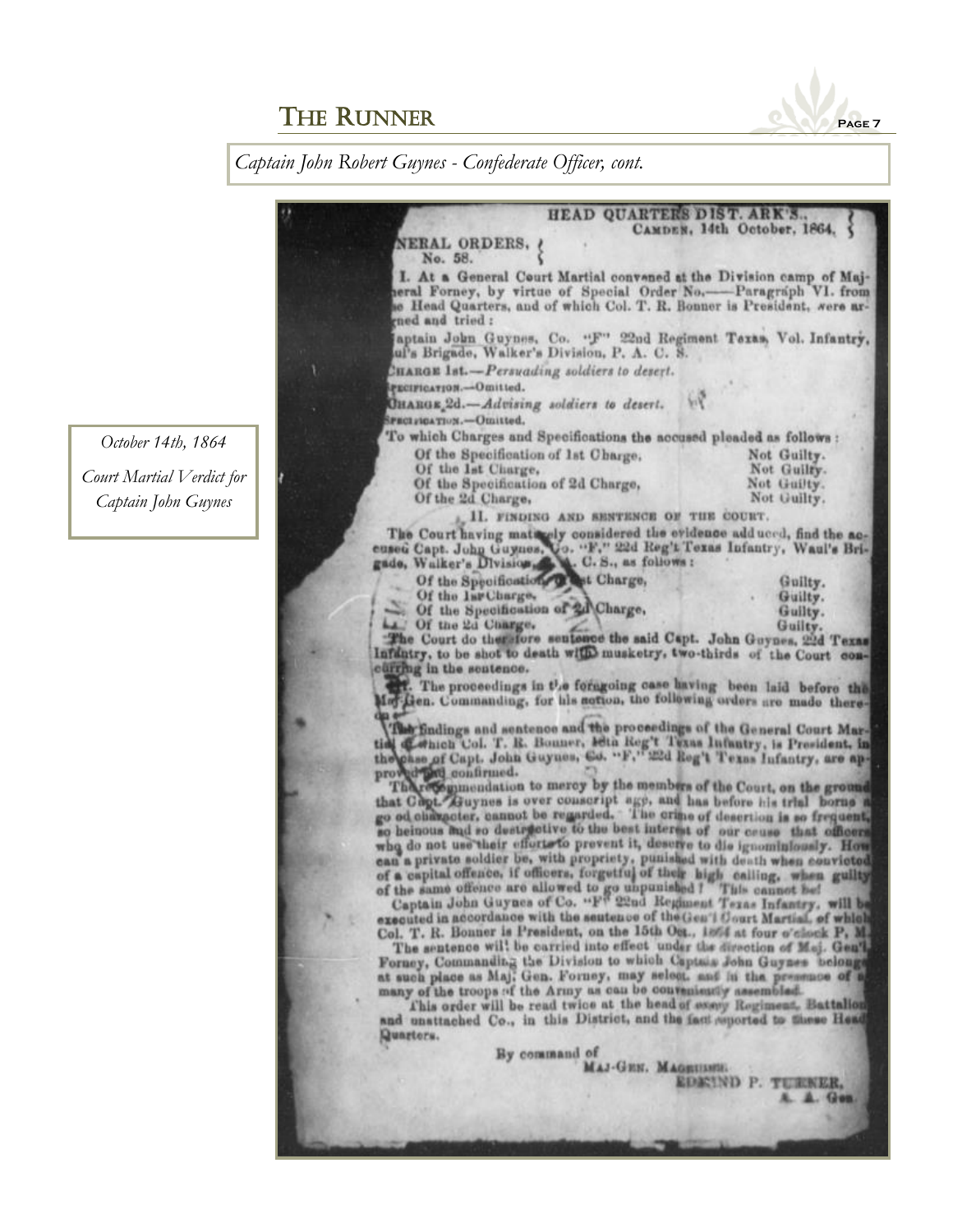*Captain John Robert Guynes - Confederate Officer, cont.*

*October 14th, 1864*

*Court Martial Verdict for Captain John Guynes*

HEAD QUARTERS DIST. ARK'S.,
CAMDEN, 14th October, 1864.

NERAL ORDERS,
No. 58.

I. At a General Court Martial convened at the Division camp of Major General Forney, by virtue of Special Order No.—— Paragraph VI. from Head Quarters, and of which Col. T. R. Bonner is President, were arraigned and tried :

Captain John Guynes, Co. "F" 22nd Regiment Texas Vol. Infantry, Waul's Brigade, Walker's Division, P. A. C. S.

CHARGE 1st.—*Persuading soldiers to desert.*

SPECIFICATION.—Omitted.

CHARGE 2d.—*Advising soldiers to desert.*

SPECIFICATION.—Omitted.

To which Charges and Specifications the accused pleaded as follows :

| | |
|---|---|
| Of the Specification of 1st Charge, | Not Guilty. |
| Of the 1st Charge, | Not Guilty. |
| Of the Specification of 2d Charge, | Not Guilty. |
| Of the 2d Charge, | Not Guilty. |

II. FINDING AND SENTENCE OF THE COURT.

The Court having maturely considered the evidence adduced, find the accused Capt. John Guynes, Co. "F," 22d Reg't Texas Infantry, Waul's Brigade, Walker's Division, P. A. C. S., as follows :

| | |
|---|---|
| Of the Specification of 1st Charge, | Guilty. |
| Of the 1st Charge, | Guilty. |
| Of the Specification of 2d Charge, | Guilty. |
| Of the 2d Charge, | Guilty. |

The Court do therefore sentence the said Capt. John Guynes, 22d Texas Infantry, to be shot to death with musketry, two-thirds of the Court concurring in the sentence.

III. The proceedings in the foregoing case having been laid before the Maj.-Gen. Commanding, for his action, the following orders are made thereon :

The findings and sentence and the proceedings of the General Court Martial of which Col. T. R. Bonner, 18th Reg't Texas Infantry, is President, in the case of Capt. John Guynes, Co. "F," 22d Reg't Texas Infantry, are approved and confirmed.

The recommendation to mercy by the members of the Court, on the ground that Capt. Guynes is over conscript age, and has before his trial borne a good character, cannot be regarded. The crime of desertion is so frequent, so heinous and so destructive to the best interest of our cause that officers who do not use their efforts to prevent it, deserve to die ignominiously. How can a private soldier be, with propriety, punished with death when convicted of a capital offence, if officers, forgetful of their high calling, when guilty of the same offence are allowed to go unpunished ! This cannot be!

Captain John Guynes of Co. "F" 22nd Regiment Texas Infantry, will be executed in accordance with the sentence of the Gen'l Court Martial, of which Col. T. R. Bonner is President, on the 15th Oct., 1864 at four o'clock P. M.

The sentence will be carried into effect under the direction of Maj. Gen'l Forney, Commanding the Division to which Captain John Guynes belongs at such place as Maj. Gen. Forney, may select, and in the presence of as many of the troops of the Army as can be conveniently assembled.

This order will be read twice at the head of every Regiment, Battalion and unattached Co., in this District, and the fact reported to these Head Quarters.

By command of
MAJ-GEN. MAGRUDER.
EDMUND P. TURNER,
A. A. Gen.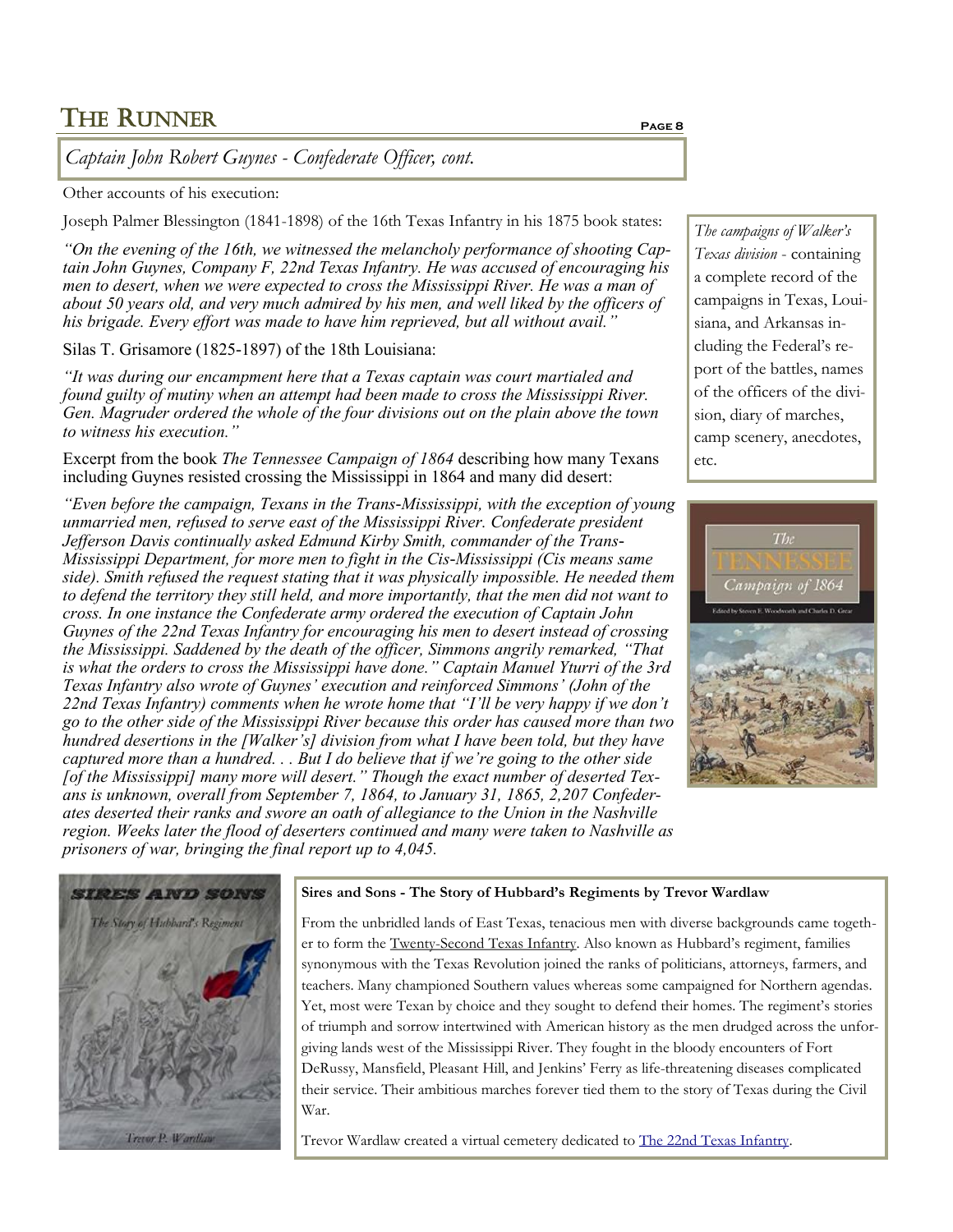## Captain John Robert Guynes - Confederate Officer, cont.

Other accounts of his execution:

Joseph Palmer Blessington (1841-1898) of the 16th Texas Infantry in his 1875 book states:

*"On the evening of the 16th, we witnessed the melancholy performance of shooting Captain John Guynes, Company F, 22nd Texas Infantry. He was accused of encouraging his men to desert, when we were expected to cross the Mississippi River. He was a man of about 50 years old, and very much admired by his men, and well liked by the officers of his brigade. Every effort was made to have him reprieved, but all without avail."*

Silas T. Grisamore (1825-1897) of the 18th Louisiana:

*"It was during our encampment here that a Texas captain was court martialed and found guilty of mutiny when an attempt had been made to cross the Mississippi River. Gen. Magruder ordered the whole of the four divisions out on the plain above the town to witness his execution."*

Excerpt from the book *The Tennessee Campaign of 1864* describing how many Texans including Guynes resisted crossing the Mississippi in 1864 and many did desert:

*"Even before the campaign, Texans in the Trans-Mississippi, with the exception of young unmarried men, refused to serve east of the Mississippi River. Confederate president Jefferson Davis continually asked Edmund Kirby Smith, commander of the Trans-Mississippi Department, for more men to fight in the Cis-Mississippi (Cis means same side). Smith refused the request stating that it was physically impossible. He needed them to defend the territory they still held, and more importantly, that the men did not want to cross. In one instance the Confederate army ordered the execution of Captain John Guynes of the 22nd Texas Infantry for encouraging his men to desert instead of crossing the Mississippi. Saddened by the death of the officer, Simmons angrily remarked, "That is what the orders to cross the Mississippi have done." Captain Manuel Yturri of the 3rd Texas Infantry also wrote of Guynes' execution and reinforced Simmons' (John of the 22nd Texas Infantry) comments when he wrote home that "I'll be very happy if we don't go to the other side of the Mississippi River because this order has caused more than two hundred desertions in the [Walker's] division from what I have been told, but they have captured more than a hundred. . . But I do believe that if we're going to the other side [of the Mississippi] many more will desert." Though the exact number of deserted Texans is unknown, overall from September 7, 1864, to January 31, 1865, 2,207 Confederates deserted their ranks and swore an oath of allegiance to the Union in the Nashville region. Weeks later the flood of deserters continued and many were taken to Nashville as prisoners of war, bringing the final report up to 4,045.*

*The campaigns of Walker's Texas division* - containing a complete record of the campaigns in Texas, Louisiana, and Arkansas including the Federal's report of the battles, names of the officers of the division, diary of marches, camp scenery, anecdotes, etc.

**Sires and Sons - The Story of Hubbard's Regiments by Trevor Wardlaw**

From the unbridled lands of East Texas, tenacious men with diverse backgrounds came together to form the Twenty-Second Texas Infantry. Also known as Hubbard's regiment, families synonymous with the Texas Revolution joined the ranks of politicians, attorneys, farmers, and teachers. Many championed Southern values whereas some campaigned for Northern agendas. Yet, most were Texan by choice and they sought to defend their homes. The regiment's stories of triumph and sorrow intertwined with American history as the men drudged across the unforgiving lands west of the Mississippi River. They fought in the bloody encounters of Fort DeRussy, Mansfield, Pleasant Hill, and Jenkins' Ferry as life-threatening diseases complicated their service. Their ambitious marches forever tied them to the story of Texas during the Civil War.

Trevor Wardlaw created a virtual cemetery dedicated to The 22nd Texas Infantry.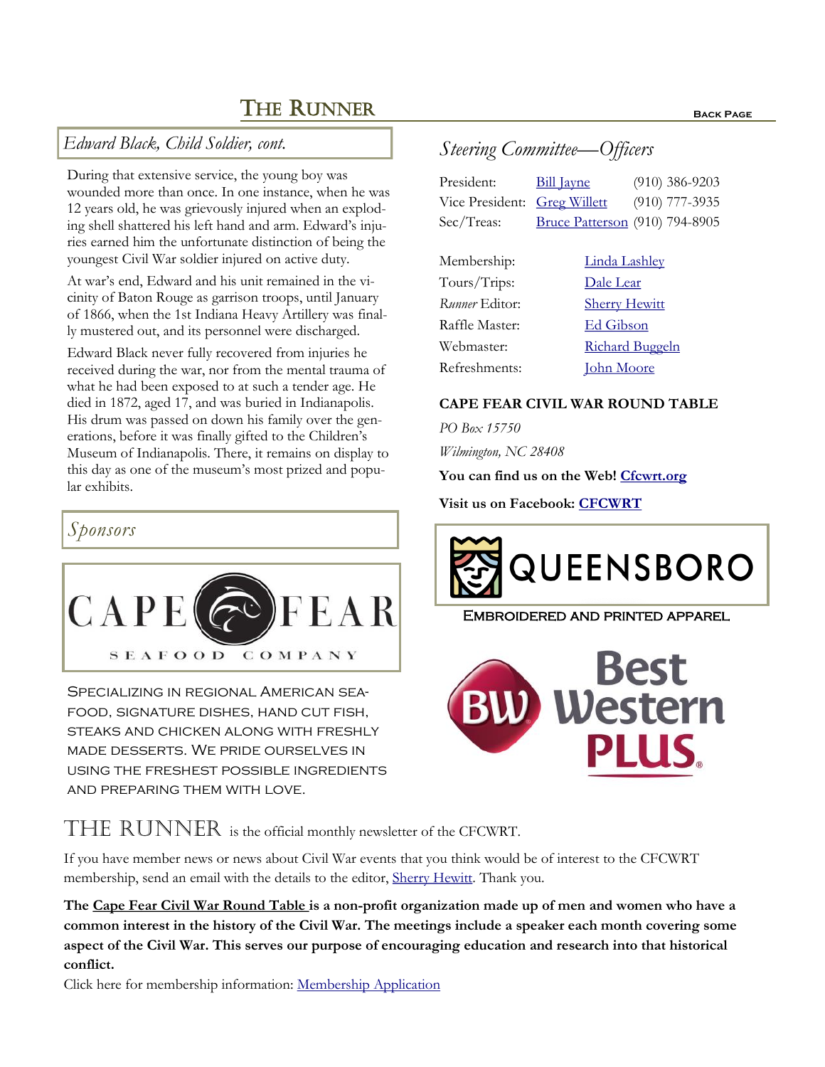## Edward Black, Child Soldier, cont.

During that extensive service, the young boy was wounded more than once. In one instance, when he was 12 years old, he was grievously injured when an exploding shell shattered his left hand and arm. Edward's injuries earned him the unfortunate distinction of being the youngest Civil War soldier injured on active duty.

At war's end, Edward and his unit remained in the vicinity of Baton Rouge as garrison troops, until January of 1866, when the 1st Indiana Heavy Artillery was finally mustered out, and its personnel were discharged.

Edward Black never fully recovered from injuries he received during the war, nor from the mental trauma of what he had been exposed to at such a tender age. He died in 1872, aged 17, and was buried in Indianapolis. His drum was passed on down his family over the generations, before it was finally gifted to the Children's Museum of Indianapolis. There, it remains on display to this day as one of the museum's most prized and popular exhibits.

## Sponsors

CAPE FEAR SEAFOOD COMPANY

SPECIALIZING IN REGIONAL AMERICAN SEAFOOD, SIGNATURE DISHES, HAND CUT FISH, STEAKS AND CHICKEN ALONG WITH FRESHLY MADE DESSERTS. WE PRIDE OURSELVES IN USING THE FRESHEST POSSIBLE INGREDIENTS AND PREPARING THEM WITH LOVE.

## Steering Committee—Officers

| | | |
|---|---|---|
| President: | Bill Jayne | (910) 386-9203 |
| Vice President: | Greg Willett | (910) 777-3935 |
| Sec/Treas: | Bruce Patterson | (910) 794-8905 |

| | |
|---|---|
| Membership: | Linda Lashley |
| Tours/Trips: | Dale Lear |
| *Runner* Editor: | Sherry Hewitt |
| Raffle Master: | Ed Gibson |
| Webmaster: | Richard Buggeln |
| Refreshments: | John Moore |

**CAPE FEAR CIVIL WAR ROUND TABLE**

*PO Box 15750*

*Wilmington, NC 28408*

**You can find us on the Web! Cfcwrt.org**

**Visit us on Facebook: CFCWRT**

QUEENSBORO

EMBROIDERED AND PRINTED APPAREL

Best Western PLUS

THE RUNNER is the official monthly newsletter of the CFCWRT.

If you have member news or news about Civil War events that you think would be of interest to the CFCWRT membership, send an email with the details to the editor, Sherry Hewitt. Thank you.

**The Cape Fear Civil War Round Table is a non-profit organization made up of men and women who have a common interest in the history of the Civil War. The meetings include a speaker each month covering some aspect of the Civil War. This serves our purpose of encouraging education and research into that historical conflict.**

Click here for membership information: Membership Application